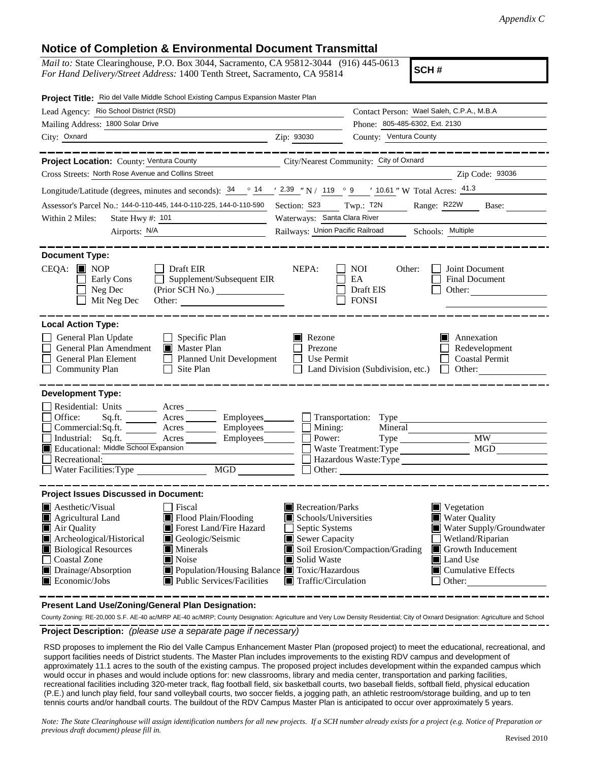*Appendix C*

# Notice of Completion & Environmental Document Transmittal

*Mail to:* State Clearinghouse, P.O. Box 3044, Sacramento, CA 95812-3044 (916) 445-0613
*For Hand Delivery/Street Address:* 1400 Tenth Street, Sacramento, CA 95814

**SCH #**

**Project Title:** Rio del Valle Middle School Existing Campus Expansion Master Plan

Lead Agency: Rio School District (RSD)
Contact Person: Wael Saleh, C.P.A., M.B.A
Mailing Address: 1800 Solar Drive
Phone: 805-485-6302, Ext. 2130
City: Oxnard
Zip: 93030
County: Ventura County

**Project Location:** County: Ventura County
City/Nearest Community: City of Oxnard
Cross Streets: North Rose Avenue and Collins Street
Zip Code: 93036
Longitude/Latitude (degrees, minutes and seconds): 34 ° 14 ′ 2.39 ″ N / 119 ° 9 ′ 10.61 ″ W Total Acres: 41.3
Assessor's Parcel No.: 144-0-110-445, 144-0-110-225, 144-0-110-590
Section: S23 Twp.: T2N Range: R22W Base:
Within 2 Miles: State Hwy #: 101
Waterways: Santa Clara River
Airports: N/A
Railways: Union Pacific Railroad
Schools: Multiple

**Document Type:**

CEQA:
- [x] NOP
- [ ] Early Cons
- [ ] Neg Dec
- [ ] Mit Neg Dec
- [ ] Draft EIR
- [ ] Supplement/Subsequent EIR (Prior SCH No.)
- Other:

NEPA:
- [ ] NOI
- [ ] EA
- [ ] Draft EIS
- [ ] FONSI

Other:
- [ ] Joint Document
- [ ] Final Document
- [ ] Other:

**Local Action Type:**

- [ ] General Plan Update
- [ ] General Plan Amendment
- [ ] General Plan Element
- [ ] Community Plan
- [ ] Specific Plan
- [x] Master Plan
- [ ] Planned Unit Development
- [ ] Site Plan
- [x] Rezone
- [ ] Prezone
- [ ] Use Permit
- [ ] Land Division (Subdivision, etc.)
- [x] Annexation
- [ ] Redevelopment
- [ ] Coastal Permit
- [ ] Other:

**Development Type:**

- [ ] Residential: Units ___ Acres ___
- [ ] Office: Sq.ft. ___ Acres ___ Employees ___
- [ ] Commercial: Sq.ft. ___ Acres ___ Employees ___
- [ ] Industrial: Sq.ft. ___ Acres ___ Employees ___
- [x] Educational: Middle School Expansion
- [ ] Recreational:
- [ ] Water Facilities: Type ___ MGD ___
- [ ] Transportation: Type
- [ ] Mining: Mineral
- [ ] Power: Type ___ MW
- [ ] Waste Treatment: Type ___ MGD
- [ ] Hazardous Waste: Type
- [ ] Other:

**Project Issues Discussed in Document:**

- [x] Aesthetic/Visual
- [x] Agricultural Land
- [x] Air Quality
- [x] Archeological/Historical
- [x] Biological Resources
- [ ] Coastal Zone
- [x] Drainage/Absorption
- [x] Economic/Jobs
- [ ] Fiscal
- [x] Flood Plain/Flooding
- [x] Forest Land/Fire Hazard
- [x] Geologic/Seismic
- [x] Minerals
- [x] Noise
- [x] Population/Housing Balance
- [x] Public Services/Facilities
- [x] Recreation/Parks
- [x] Schools/Universities
- [ ] Septic Systems
- [x] Sewer Capacity
- [x] Soil Erosion/Compaction/Grading
- [x] Solid Waste
- [x] Toxic/Hazardous
- [x] Traffic/Circulation
- [x] Vegetation
- [x] Water Quality
- [x] Water Supply/Groundwater
- [ ] Wetland/Riparian
- [x] Growth Inducement
- [x] Land Use
- [x] Cumulative Effects
- [ ] Other:

**Present Land Use/Zoning/General Plan Designation:**

County Zoning: RE-20,000 S.F. AE-40 ac/MRP AE-40 ac/MRP; County Designation: Agriculture and Very Low Density Residential; City of Oxnard Designation: Agriculture and School

**Project Description:** *(please use a separate page if necessary)*

RSD proposes to implement the Rio del Valle Campus Enhancement Master Plan (proposed project) to meet the educational, recreational, and support facilities needs of District students. The Master Plan includes improvements to the existing RDV campus and development of approximately 11.1 acres to the south of the existing campus. The proposed project includes development within the expanded campus which would occur in phases and would include options for: new classrooms, library and media center, transportation and parking facilities, recreational facilities including 320-meter track, flag football field, six basketball courts, two baseball fields, softball field, physical education (P.E.) and lunch play field, four sand volleyball courts, two soccer fields, a jogging path, an athletic restroom/storage building, and up to ten tennis courts and/or handball courts. The buildout of the RDV Campus Master Plan is anticipated to occur over approximately 5 years.

*Note: The State Clearinghouse will assign identification numbers for all new projects. If a SCH number already exists for a project (e.g. Notice of Preparation or previous draft document) please fill in.*

Revised 2010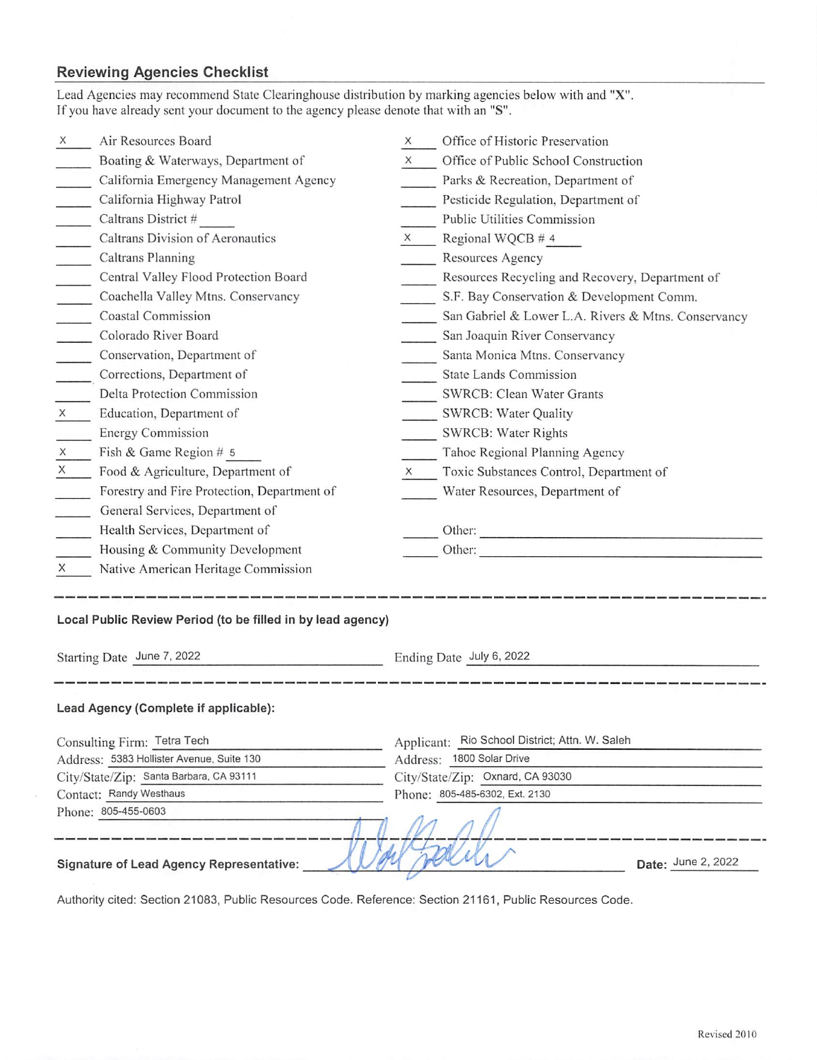## Reviewing Agencies Checklist

Lead Agencies may recommend State Clearinghouse distribution by marking agencies below with and "X".
If you have already sent your document to the agency please denote that with an "S".

X Air Resources Board
\_\_\_ Boating & Waterways, Department of
\_\_\_ California Emergency Management Agency
\_\_\_ California Highway Patrol
\_\_\_ Caltrans District # \_\_\_
\_\_\_ Caltrans Division of Aeronautics
\_\_\_ Caltrans Planning
\_\_\_ Central Valley Flood Protection Board
\_\_\_ Coachella Valley Mtns. Conservancy
\_\_\_ Coastal Commission
\_\_\_ Colorado River Board
\_\_\_ Conservation, Department of
\_\_\_ Corrections, Department of
\_\_\_ Delta Protection Commission
X Education, Department of
\_\_\_ Energy Commission
X Fish & Game Region # 5
X Food & Agriculture, Department of
\_\_\_ Forestry and Fire Protection, Department of
\_\_\_ General Services, Department of
\_\_\_ Health Services, Department of
\_\_\_ Housing & Community Development
X Native American Heritage Commission

X Office of Historic Preservation
X Office of Public School Construction
\_\_\_ Parks & Recreation, Department of
\_\_\_ Pesticide Regulation, Department of
\_\_\_ Public Utilities Commission
X Regional WQCB # 4
\_\_\_ Resources Agency
\_\_\_ Resources Recycling and Recovery, Department of
\_\_\_ S.F. Bay Conservation & Development Comm.
\_\_\_ San Gabriel & Lower L.A. Rivers & Mtns. Conservancy
\_\_\_ San Joaquin River Conservancy
\_\_\_ Santa Monica Mtns. Conservancy
\_\_\_ State Lands Commission
\_\_\_ SWRCB: Clean Water Grants
\_\_\_ SWRCB: Water Quality
\_\_\_ SWRCB: Water Rights
\_\_\_ Tahoe Regional Planning Agency
X Toxic Substances Control, Department of
\_\_\_ Water Resources, Department of

\_\_\_ Other: \_\_\_
\_\_\_ Other: \_\_\_

---

**Local Public Review Period (to be filled in by lead agency)**

Starting Date June 7, 2022 Ending Date July 6, 2022

---

**Lead Agency (Complete if applicable):**

Consulting Firm: Tetra Tech
Address: 5383 Hollister Avenue, Suite 130
City/State/Zip: Santa Barbara, CA 93111
Contact: Randy Westhaus
Phone: 805-455-0603

Applicant: Rio School District; Attn. W. Saleh
Address: 1800 Solar Drive
City/State/Zip: Oxnard, CA 93030
Phone: 805-485-6302, Ext. 2130

---

**Signature of Lead Agency Representative:** [signature] **Date:** June 2, 2022

Authority cited: Section 21083, Public Resources Code. Reference: Section 21161, Public Resources Code.

Revised 2010